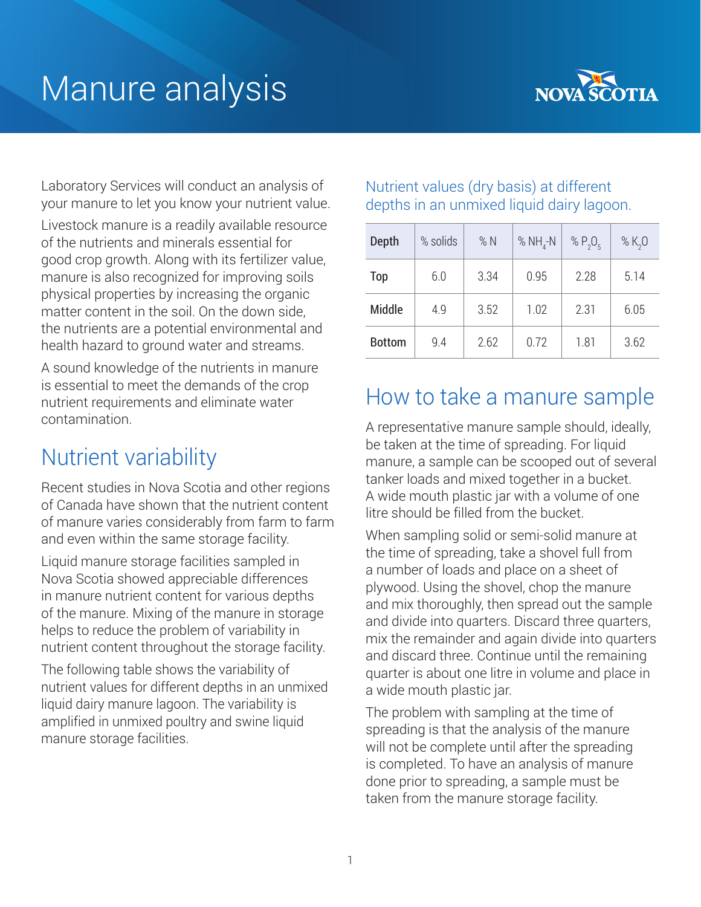# Manure analysis

Laboratory Services will conduct an analysis of your manure to let you know your nutrient value.

Livestock manure is a readily available resource of the nutrients and minerals essential for good crop growth. Along with its fertilizer value, manure is also recognized for improving soils physical properties by increasing the organic matter content in the soil. On the down side, the nutrients are a potential environmental and health hazard to ground water and streams.

A sound knowledge of the nutrients in manure is essential to meet the demands of the crop nutrient requirements and eliminate water contamination.

## Nutrient variability

Recent studies in Nova Scotia and other regions of Canada have shown that the nutrient content of manure varies considerably from farm to farm and even within the same storage facility.

Liquid manure storage facilities sampled in Nova Scotia showed appreciable differences in manure nutrient content for various depths of the manure. Mixing of the manure in storage helps to reduce the problem of variability in nutrient content throughout the storage facility.

The following table shows the variability of nutrient values for different depths in an unmixed liquid dairy manure lagoon. The variability is amplified in unmixed poultry and swine liquid manure storage facilities.

### Nutrient values (dry basis) at different depths in an unmixed liquid dairy lagoon.

| Depth | % solids | % N | % $NH_4$-N | % $P_2O_5$ | % $K_2O$ |
|---|---|---|---|---|---|
| Top | 6.0 | 3.34 | 0.95 | 2.28 | 5.14 |
| Middle | 4.9 | 3.52 | 1.02 | 2.31 | 6.05 |
| Bottom | 9.4 | 2.62 | 0.72 | 1.81 | 3.62 |

## How to take a manure sample

A representative manure sample should, ideally, be taken at the time of spreading. For liquid manure, a sample can be scooped out of several tanker loads and mixed together in a bucket. A wide mouth plastic jar with a volume of one litre should be filled from the bucket.

When sampling solid or semi-solid manure at the time of spreading, take a shovel full from a number of loads and place on a sheet of plywood. Using the shovel, chop the manure and mix thoroughly, then spread out the sample and divide into quarters. Discard three quarters, mix the remainder and again divide into quarters and discard three. Continue until the remaining quarter is about one litre in volume and place in a wide mouth plastic jar.

The problem with sampling at the time of spreading is that the analysis of the manure will not be complete until after the spreading is completed. To have an analysis of manure done prior to spreading, a sample must be taken from the manure storage facility.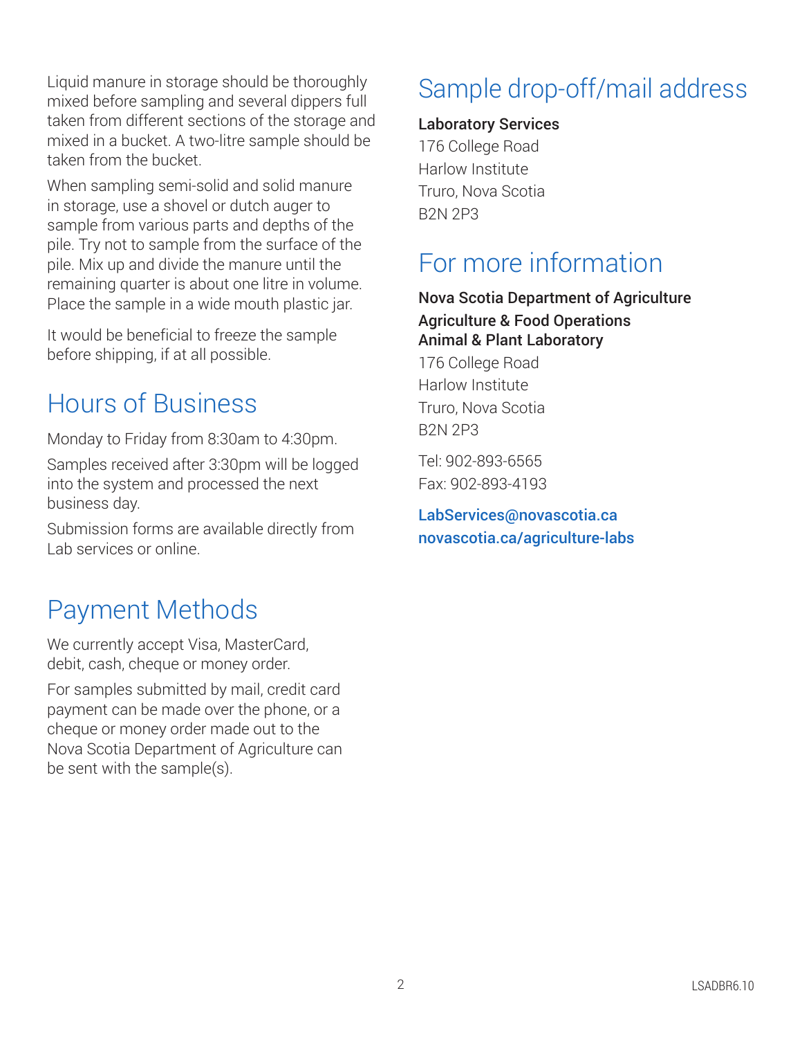Liquid manure in storage should be thoroughly mixed before sampling and several dippers full taken from different sections of the storage and mixed in a bucket. A two-litre sample should be taken from the bucket.

When sampling semi-solid and solid manure in storage, use a shovel or dutch auger to sample from various parts and depths of the pile. Try not to sample from the surface of the pile. Mix up and divide the manure until the remaining quarter is about one litre in volume. Place the sample in a wide mouth plastic jar.

It would be beneficial to freeze the sample before shipping, if at all possible.

## Hours of Business

Monday to Friday from 8:30am to 4:30pm.

Samples received after 3:30pm will be logged into the system and processed the next business day.

Submission forms are available directly from Lab services or online.

## Payment Methods

We currently accept Visa, MasterCard, debit, cash, cheque or money order.

For samples submitted by mail, credit card payment can be made over the phone, or a cheque or money order made out to the Nova Scotia Department of Agriculture can be sent with the sample(s).

## Sample drop-off/mail address

**Laboratory Services**
176 College Road
Harlow Institute
Truro, Nova Scotia
B2N 2P3

## For more information

**Nova Scotia Department of Agriculture**
**Agriculture & Food Operations**
**Animal & Plant Laboratory**
176 College Road
Harlow Institute
Truro, Nova Scotia
B2N 2P3

Tel: 902-893-6565
Fax: 902-893-4193

**LabServices@novascotia.ca**
**novascotia.ca/agriculture-labs**

LSADBR6.10